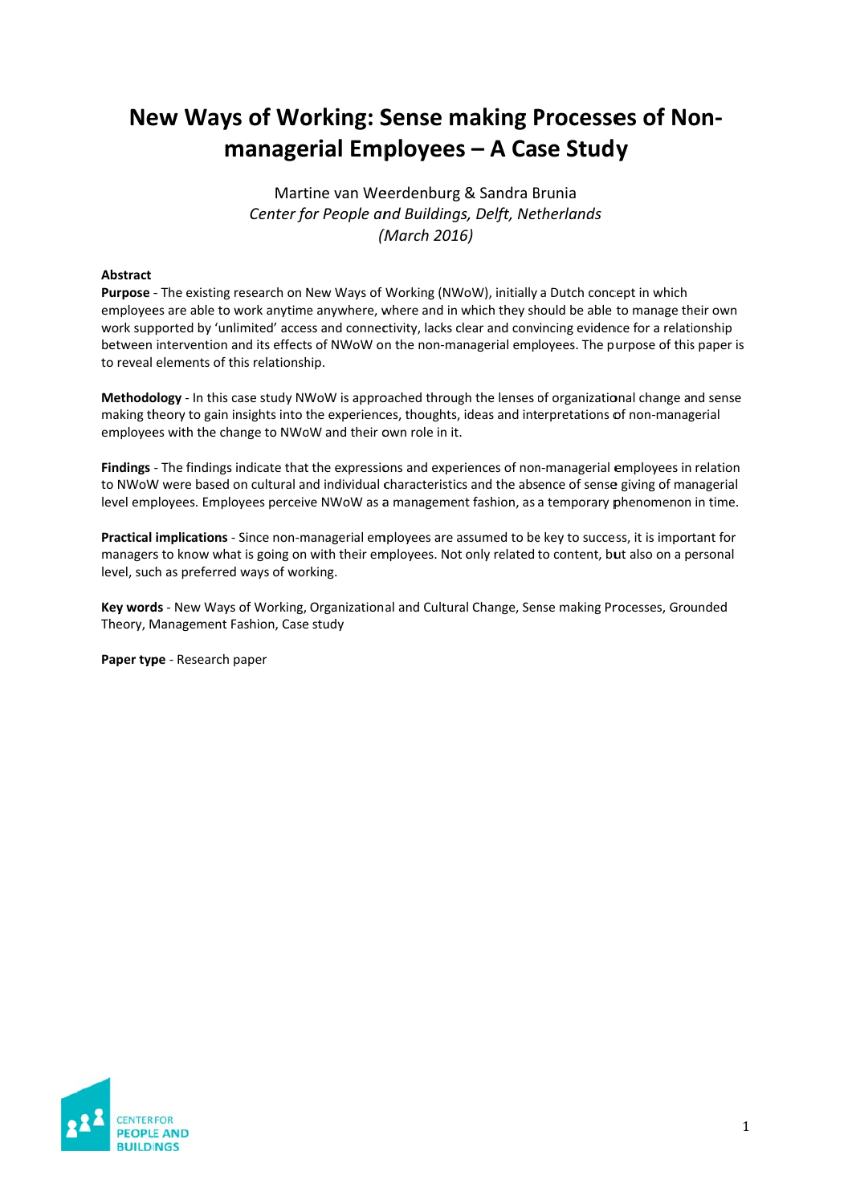# New Ways of Working: Sense making Processes of Non-managerial Employees – A Case Study

Martine van Weerdenburg & Sandra Brunia
*Center for People and Buildings, Delft, Netherlands*
*(March 2016)*

**Abstract**

**Purpose** - The existing research on New Ways of Working (NWoW), initially a Dutch concept in which employees are able to work anytime anywhere, where and in which they should be able to manage their own work supported by 'unlimited' access and connectivity, lacks clear and convincing evidence for a relationship between intervention and its effects of NWoW on the non-managerial employees. The purpose of this paper is to reveal elements of this relationship.

**Methodology** - In this case study NWoW is approached through the lenses of organizational change and sense making theory to gain insights into the experiences, thoughts, ideas and interpretations of non-managerial employees with the change to NWoW and their own role in it.

**Findings** - The findings indicate that the expressions and experiences of non-managerial employees in relation to NWoW were based on cultural and individual characteristics and the absence of sense giving of managerial level employees. Employees perceive NWoW as a management fashion, as a temporary phenomenon in time.

**Practical implications** - Since non-managerial employees are assumed to be key to success, it is important for managers to know what is going on with their employees. Not only related to content, but also on a personal level, such as preferred ways of working.

**Key words** - New Ways of Working, Organizational and Cultural Change, Sense making Processes, Grounded Theory, Management Fashion, Case study

**Paper type** - Research paper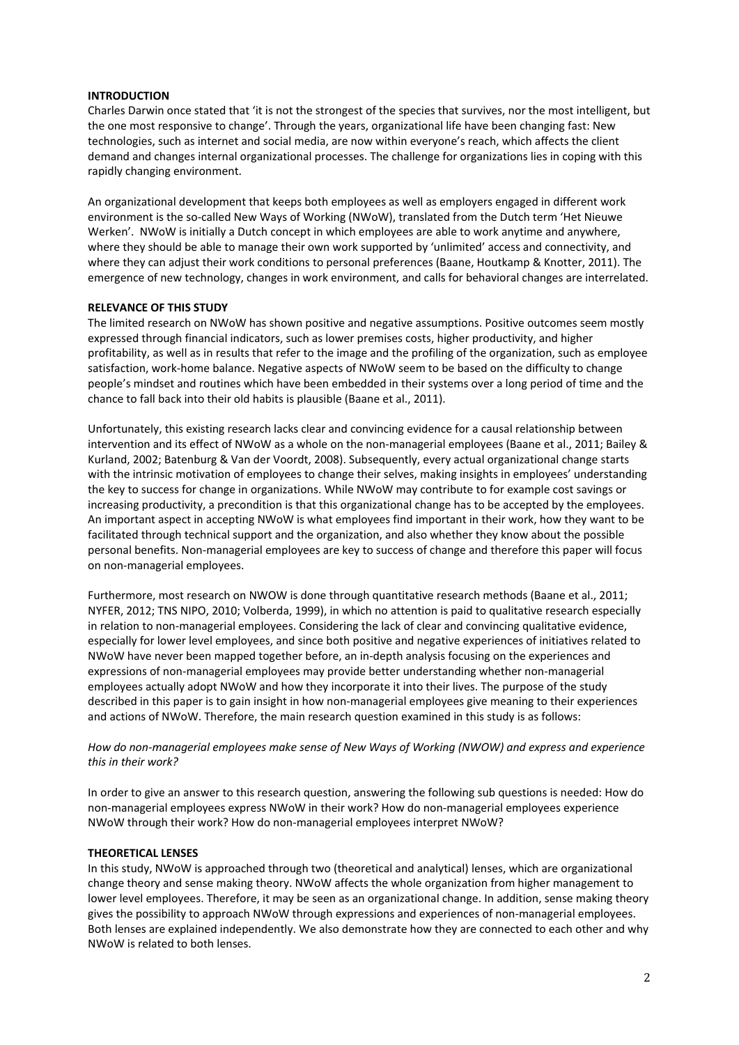## INTRODUCTION

Charles Darwin once stated that 'it is not the strongest of the species that survives, nor the most intelligent, but the one most responsive to change'. Through the years, organizational life have been changing fast: New technologies, such as internet and social media, are now within everyone's reach, which affects the client demand and changes internal organizational processes. The challenge for organizations lies in coping with this rapidly changing environment.

An organizational development that keeps both employees as well as employers engaged in different work environment is the so-called New Ways of Working (NWoW), translated from the Dutch term 'Het Nieuwe Werken'. NWoW is initially a Dutch concept in which employees are able to work anytime and anywhere, where they should be able to manage their own work supported by 'unlimited' access and connectivity, and where they can adjust their work conditions to personal preferences (Baane, Houtkamp & Knotter, 2011). The emergence of new technology, changes in work environment, and calls for behavioral changes are interrelated.

## RELEVANCE OF THIS STUDY

The limited research on NWoW has shown positive and negative assumptions. Positive outcomes seem mostly expressed through financial indicators, such as lower premises costs, higher productivity, and higher profitability, as well as in results that refer to the image and the profiling of the organization, such as employee satisfaction, work-home balance. Negative aspects of NWoW seem to be based on the difficulty to change people's mindset and routines which have been embedded in their systems over a long period of time and the chance to fall back into their old habits is plausible (Baane et al., 2011).

Unfortunately, this existing research lacks clear and convincing evidence for a causal relationship between intervention and its effect of NWoW as a whole on the non-managerial employees (Baane et al., 2011; Bailey & Kurland, 2002; Batenburg & Van der Voordt, 2008). Subsequently, every actual organizational change starts with the intrinsic motivation of employees to change their selves, making insights in employees' understanding the key to success for change in organizations. While NWoW may contribute to for example cost savings or increasing productivity, a precondition is that this organizational change has to be accepted by the employees. An important aspect in accepting NWoW is what employees find important in their work, how they want to be facilitated through technical support and the organization, and also whether they know about the possible personal benefits. Non-managerial employees are key to success of change and therefore this paper will focus on non-managerial employees.

Furthermore, most research on NWOW is done through quantitative research methods (Baane et al., 2011; NYFER, 2012; TNS NIPO, 2010; Volberda, 1999), in which no attention is paid to qualitative research especially in relation to non-managerial employees. Considering the lack of clear and convincing qualitative evidence, especially for lower level employees, and since both positive and negative experiences of initiatives related to NWoW have never been mapped together before, an in-depth analysis focusing on the experiences and expressions of non-managerial employees may provide better understanding whether non-managerial employees actually adopt NWoW and how they incorporate it into their lives. The purpose of the study described in this paper is to gain insight in how non-managerial employees give meaning to their experiences and actions of NWoW. Therefore, the main research question examined in this study is as follows:

*How do non-managerial employees make sense of New Ways of Working (NWOW) and express and experience this in their work?*

In order to give an answer to this research question, answering the following sub questions is needed: How do non-managerial employees express NWoW in their work? How do non-managerial employees experience NWoW through their work? How do non-managerial employees interpret NWoW?

## THEORETICAL LENSES

In this study, NWoW is approached through two (theoretical and analytical) lenses, which are organizational change theory and sense making theory. NWoW affects the whole organization from higher management to lower level employees. Therefore, it may be seen as an organizational change. In addition, sense making theory gives the possibility to approach NWoW through expressions and experiences of non-managerial employees. Both lenses are explained independently. We also demonstrate how they are connected to each other and why NWoW is related to both lenses.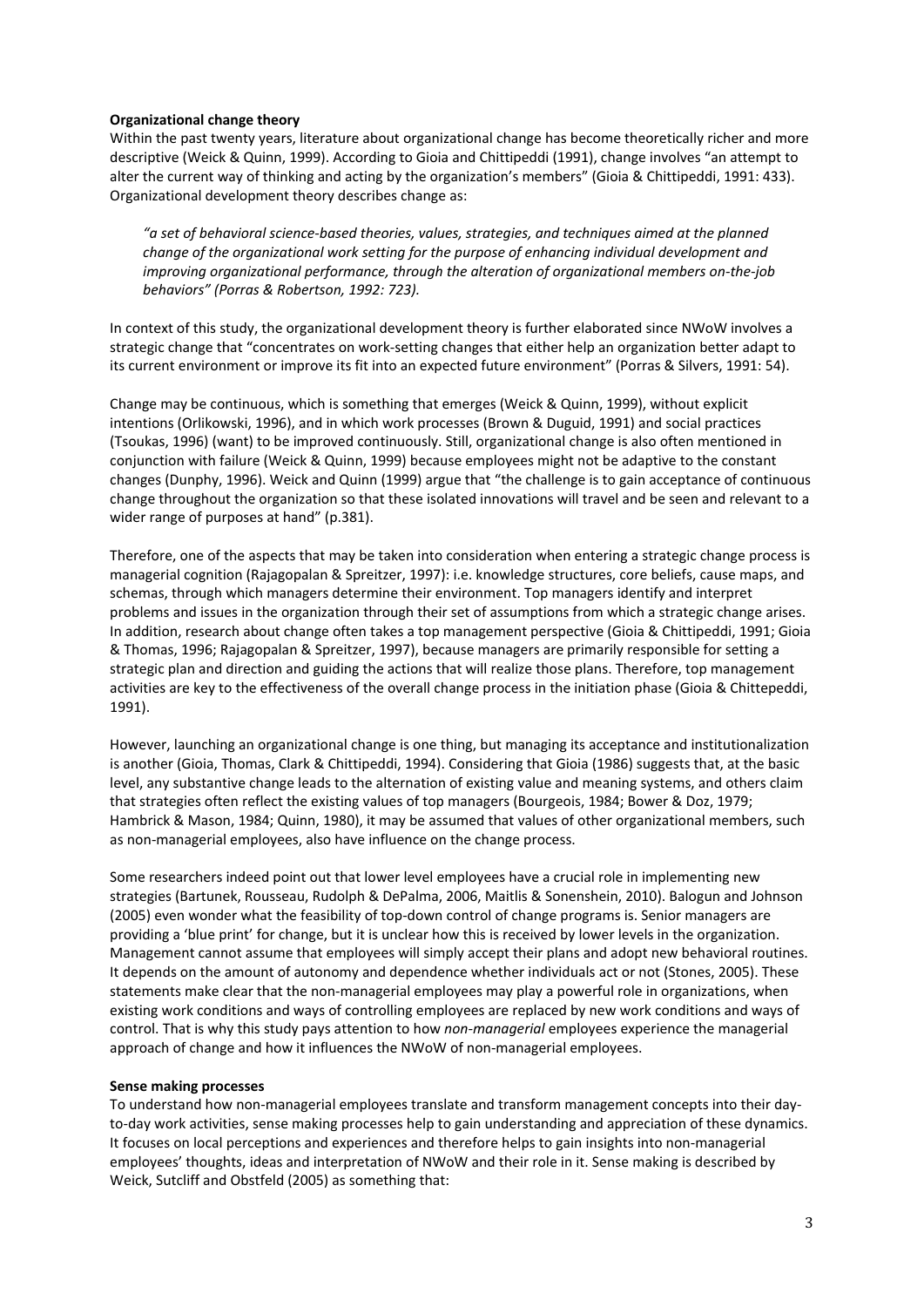**Organizational change theory**

Within the past twenty years, literature about organizational change has become theoretically richer and more descriptive (Weick & Quinn, 1999). According to Gioia and Chittipeddi (1991), change involves "an attempt to alter the current way of thinking and acting by the organization's members" (Gioia & Chittipeddi, 1991: 433). Organizational development theory describes change as:

> *"a set of behavioral science-based theories, values, strategies, and techniques aimed at the planned change of the organizational work setting for the purpose of enhancing individual development and improving organizational performance, through the alteration of organizational members on-the-job behaviors" (Porras & Robertson, 1992: 723).*

In context of this study, the organizational development theory is further elaborated since NWoW involves a strategic change that "concentrates on work-setting changes that either help an organization better adapt to its current environment or improve its fit into an expected future environment" (Porras & Silvers, 1991: 54).

Change may be continuous, which is something that emerges (Weick & Quinn, 1999), without explicit intentions (Orlikowski, 1996), and in which work processes (Brown & Duguid, 1991) and social practices (Tsoukas, 1996) (want) to be improved continuously. Still, organizational change is also often mentioned in conjunction with failure (Weick & Quinn, 1999) because employees might not be adaptive to the constant changes (Dunphy, 1996). Weick and Quinn (1999) argue that "the challenge is to gain acceptance of continuous change throughout the organization so that these isolated innovations will travel and be seen and relevant to a wider range of purposes at hand" (p.381).

Therefore, one of the aspects that may be taken into consideration when entering a strategic change process is managerial cognition (Rajagopalan & Spreitzer, 1997): i.e. knowledge structures, core beliefs, cause maps, and schemas, through which managers determine their environment. Top managers identify and interpret problems and issues in the organization through their set of assumptions from which a strategic change arises. In addition, research about change often takes a top management perspective (Gioia & Chittipeddi, 1991; Gioia & Thomas, 1996; Rajagopalan & Spreitzer, 1997), because managers are primarily responsible for setting a strategic plan and direction and guiding the actions that will realize those plans. Therefore, top management activities are key to the effectiveness of the overall change process in the initiation phase (Gioia & Chittepeddi, 1991).

However, launching an organizational change is one thing, but managing its acceptance and institutionalization is another (Gioia, Thomas, Clark & Chittipeddi, 1994). Considering that Gioia (1986) suggests that, at the basic level, any substantive change leads to the alternation of existing value and meaning systems, and others claim that strategies often reflect the existing values of top managers (Bourgeois, 1984; Bower & Doz, 1979; Hambrick & Mason, 1984; Quinn, 1980), it may be assumed that values of other organizational members, such as non-managerial employees, also have influence on the change process.

Some researchers indeed point out that lower level employees have a crucial role in implementing new strategies (Bartunek, Rousseau, Rudolph & DePalma, 2006, Maitlis & Sonenshein, 2010). Balogun and Johnson (2005) even wonder what the feasibility of top-down control of change programs is. Senior managers are providing a 'blue print' for change, but it is unclear how this is received by lower levels in the organization. Management cannot assume that employees will simply accept their plans and adopt new behavioral routines. It depends on the amount of autonomy and dependence whether individuals act or not (Stones, 2005). These statements make clear that the non-managerial employees may play a powerful role in organizations, when existing work conditions and ways of controlling employees are replaced by new work conditions and ways of control. That is why this study pays attention to how *non-managerial* employees experience the managerial approach of change and how it influences the NWoW of non-managerial employees.

**Sense making processes**

To understand how non-managerial employees translate and transform management concepts into their day-to-day work activities, sense making processes help to gain understanding and appreciation of these dynamics. It focuses on local perceptions and experiences and therefore helps to gain insights into non-managerial employees' thoughts, ideas and interpretation of NWoW and their role in it. Sense making is described by Weick, Sutcliff and Obstfeld (2005) as something that: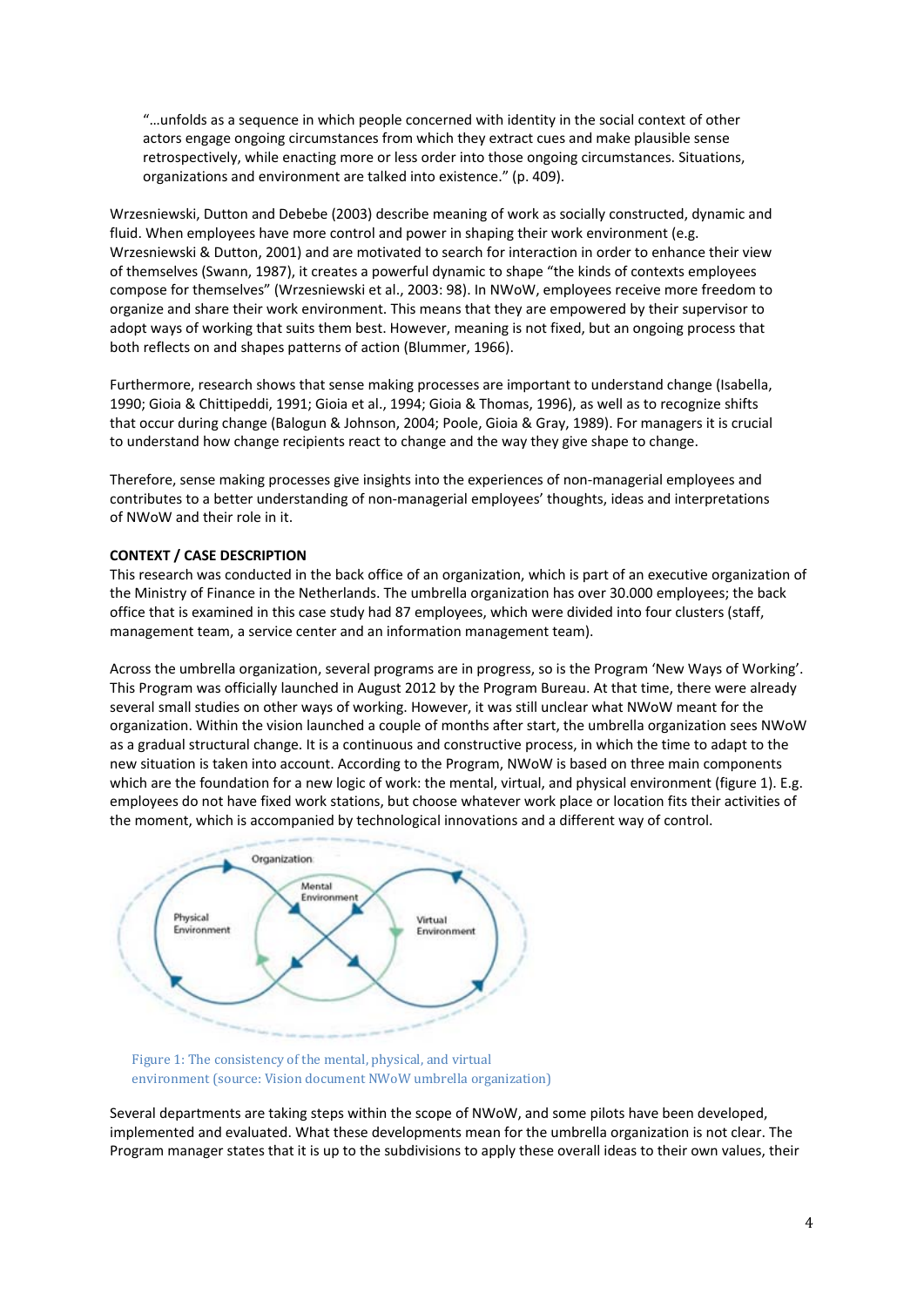> "…unfolds as a sequence in which people concerned with identity in the social context of other actors engage ongoing circumstances from which they extract cues and make plausible sense retrospectively, while enacting more or less order into those ongoing circumstances. Situations, organizations and environment are talked into existence." (p. 409).

Wrzesniewski, Dutton and Debebe (2003) describe meaning of work as socially constructed, dynamic and fluid. When employees have more control and power in shaping their work environment (e.g. Wrzesniewski & Dutton, 2001) and are motivated to search for interaction in order to enhance their view of themselves (Swann, 1987), it creates a powerful dynamic to shape "the kinds of contexts employees compose for themselves" (Wrzesniewski et al., 2003: 98). In NWoW, employees receive more freedom to organize and share their work environment. This means that they are empowered by their supervisor to adopt ways of working that suits them best. However, meaning is not fixed, but an ongoing process that both reflects on and shapes patterns of action (Blummer, 1966).

Furthermore, research shows that sense making processes are important to understand change (Isabella, 1990; Gioia & Chittipeddi, 1991; Gioia et al., 1994; Gioia & Thomas, 1996), as well as to recognize shifts that occur during change (Balogun & Johnson, 2004; Poole, Gioia & Gray, 1989). For managers it is crucial to understand how change recipients react to change and the way they give shape to change.

Therefore, sense making processes give insights into the experiences of non-managerial employees and contributes to a better understanding of non-managerial employees' thoughts, ideas and interpretations of NWoW and their role in it.

**CONTEXT / CASE DESCRIPTION**

This research was conducted in the back office of an organization, which is part of an executive organization of the Ministry of Finance in the Netherlands. The umbrella organization has over 30.000 employees; the back office that is examined in this case study had 87 employees, which were divided into four clusters (staff, management team, a service center and an information management team).

Across the umbrella organization, several programs are in progress, so is the Program 'New Ways of Working'. This Program was officially launched in August 2012 by the Program Bureau. At that time, there were already several small studies on other ways of working. However, it was still unclear what NWoW meant for the organization. Within the vision launched a couple of months after start, the umbrella organization sees NWoW as a gradual structural change. It is a continuous and constructive process, in which the time to adapt to the new situation is taken into account. According to the Program, NWoW is based on three main components which are the foundation for a new logic of work: the mental, virtual, and physical environment (figure 1). E.g. employees do not have fixed work stations, but choose whatever work place or location fits their activities of the moment, which is accompanied by technological innovations and a different way of control.

Figure 1: The consistency of the mental, physical, and virtual environment (source: Vision document NWoW umbrella organization)

Several departments are taking steps within the scope of NWoW, and some pilots have been developed, implemented and evaluated. What these developments mean for the umbrella organization is not clear. The Program manager states that it is up to the subdivisions to apply these overall ideas to their own values, their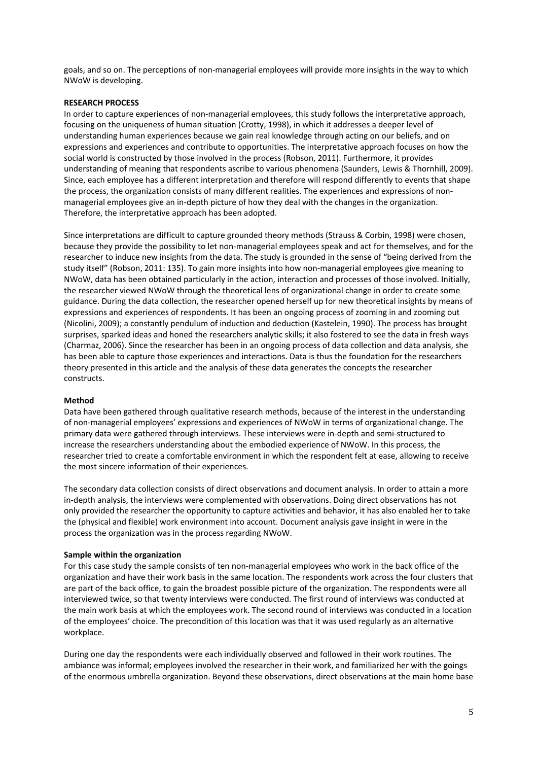goals, and so on. The perceptions of non-managerial employees will provide more insights in the way to which NWoW is developing.

**RESEARCH PROCESS**

In order to capture experiences of non-managerial employees, this study follows the interpretative approach, focusing on the uniqueness of human situation (Crotty, 1998), in which it addresses a deeper level of understanding human experiences because we gain real knowledge through acting on our beliefs, and on expressions and experiences and contribute to opportunities. The interpretative approach focuses on how the social world is constructed by those involved in the process (Robson, 2011). Furthermore, it provides understanding of meaning that respondents ascribe to various phenomena (Saunders, Lewis & Thornhill, 2009). Since, each employee has a different interpretation and therefore will respond differently to events that shape the process, the organization consists of many different realities. The experiences and expressions of non-managerial employees give an in-depth picture of how they deal with the changes in the organization. Therefore, the interpretative approach has been adopted.

Since interpretations are difficult to capture grounded theory methods (Strauss & Corbin, 1998) were chosen, because they provide the possibility to let non-managerial employees speak and act for themselves, and for the researcher to induce new insights from the data. The study is grounded in the sense of "being derived from the study itself" (Robson, 2011: 135). To gain more insights into how non-managerial employees give meaning to NWoW, data has been obtained particularly in the action, interaction and processes of those involved. Initially, the researcher viewed NWoW through the theoretical lens of organizational change in order to create some guidance. During the data collection, the researcher opened herself up for new theoretical insights by means of expressions and experiences of respondents. It has been an ongoing process of zooming in and zooming out (Nicolini, 2009); a constantly pendulum of induction and deduction (Kastelein, 1990). The process has brought surprises, sparked ideas and honed the researchers analytic skills; it also fostered to see the data in fresh ways (Charmaz, 2006). Since the researcher has been in an ongoing process of data collection and data analysis, she has been able to capture those experiences and interactions. Data is thus the foundation for the researchers theory presented in this article and the analysis of these data generates the concepts the researcher constructs.

**Method**

Data have been gathered through qualitative research methods, because of the interest in the understanding of non-managerial employees' expressions and experiences of NWoW in terms of organizational change. The primary data were gathered through interviews. These interviews were in-depth and semi-structured to increase the researchers understanding about the embodied experience of NWoW. In this process, the researcher tried to create a comfortable environment in which the respondent felt at ease, allowing to receive the most sincere information of their experiences.

The secondary data collection consists of direct observations and document analysis. In order to attain a more in-depth analysis, the interviews were complemented with observations. Doing direct observations has not only provided the researcher the opportunity to capture activities and behavior, it has also enabled her to take the (physical and flexible) work environment into account. Document analysis gave insight in were in the process the organization was in the process regarding NWoW.

**Sample within the organization**

For this case study the sample consists of ten non-managerial employees who work in the back office of the organization and have their work basis in the same location. The respondents work across the four clusters that are part of the back office, to gain the broadest possible picture of the organization. The respondents were all interviewed twice, so that twenty interviews were conducted. The first round of interviews was conducted at the main work basis at which the employees work. The second round of interviews was conducted in a location of the employees' choice. The precondition of this location was that it was used regularly as an alternative workplace.

During one day the respondents were each individually observed and followed in their work routines. The ambiance was informal; employees involved the researcher in their work, and familiarized her with the goings of the enormous umbrella organization. Beyond these observations, direct observations at the main home base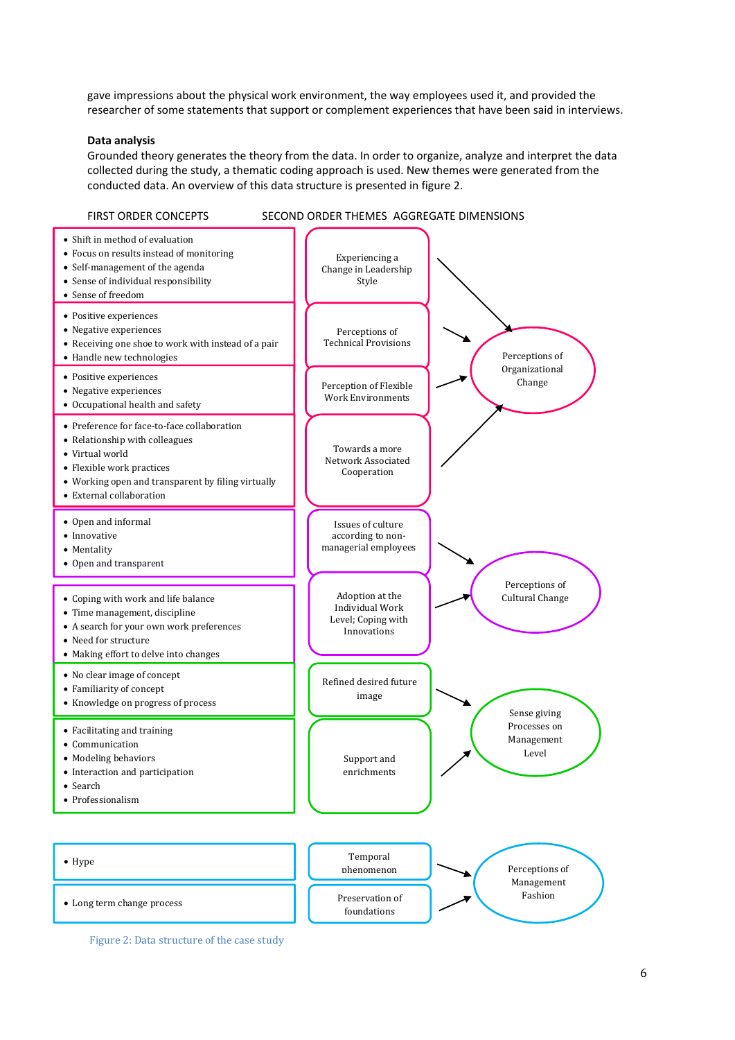gave impressions about the physical work environment, the way employees used it, and provided the researcher of some statements that support or complement experiences that have been said in interviews.

**Data analysis**

Grounded theory generates the theory from the data. In order to organize, analyze and interpret the data collected during the study, a thematic coding approach is used. New themes were generated from the conducted data. An overview of this data structure is presented in figure 2.

| FIRST ORDER CONCEPTS | SECOND ORDER THEMES | AGGREGATE DIMENSIONS |
|---|---|---|
| • Shift in method of evaluation<br>• Focus on results instead of monitoring<br>• Self-management of the agenda<br>• Sense of individual responsibility<br>• Sense of freedom | Experiencing a Change in Leadership Style | Perceptions of Organizational Change |
| • Positive experiences<br>• Negative experiences<br>• Receiving one shoe to work with instead of a pair<br>• Handle new technologies | Perceptions of Technical Provisions | Perceptions of Organizational Change |
| • Positive experiences<br>• Negative experiences<br>• Occupational health and safety | Perception of Flexible Work Environments | Perceptions of Organizational Change |
| • Preference for face-to-face collaboration<br>• Relationship with colleagues<br>• Virtual world<br>• Flexible work practices<br>• Working open and transparent by filing virtually<br>• External collaboration | Towards a more Network Associated Cooperation | Perceptions of Organizational Change |
| • Open and informal<br>• Innovative<br>• Mentality<br>• Open and transparent | Issues of culture according to non-managerial employees | Perceptions of Cultural Change |
| • Coping with work and life balance<br>• Time management, discipline<br>• A search for your own work preferences<br>• Need for structure<br>• Making effort to delve into changes | Adoption at the Individual Work Level; Coping with Innovations | Perceptions of Cultural Change |
| • No clear image of concept<br>• Familiarity of concept<br>• Knowledge on progress of process | Refined desired future image | Sense giving Processes on Management Level |
| • Facilitating and training<br>• Communication<br>• Modeling behaviors<br>• Interaction and participation<br>• Search<br>• Professionalism | Support and enrichments | Sense giving Processes on Management Level |
| • Hype | Temporal phenomenon | Perceptions of Management Fashion |
| • Long term change process | Preservation of foundations | Perceptions of Management Fashion |

Figure 2: Data structure of the case study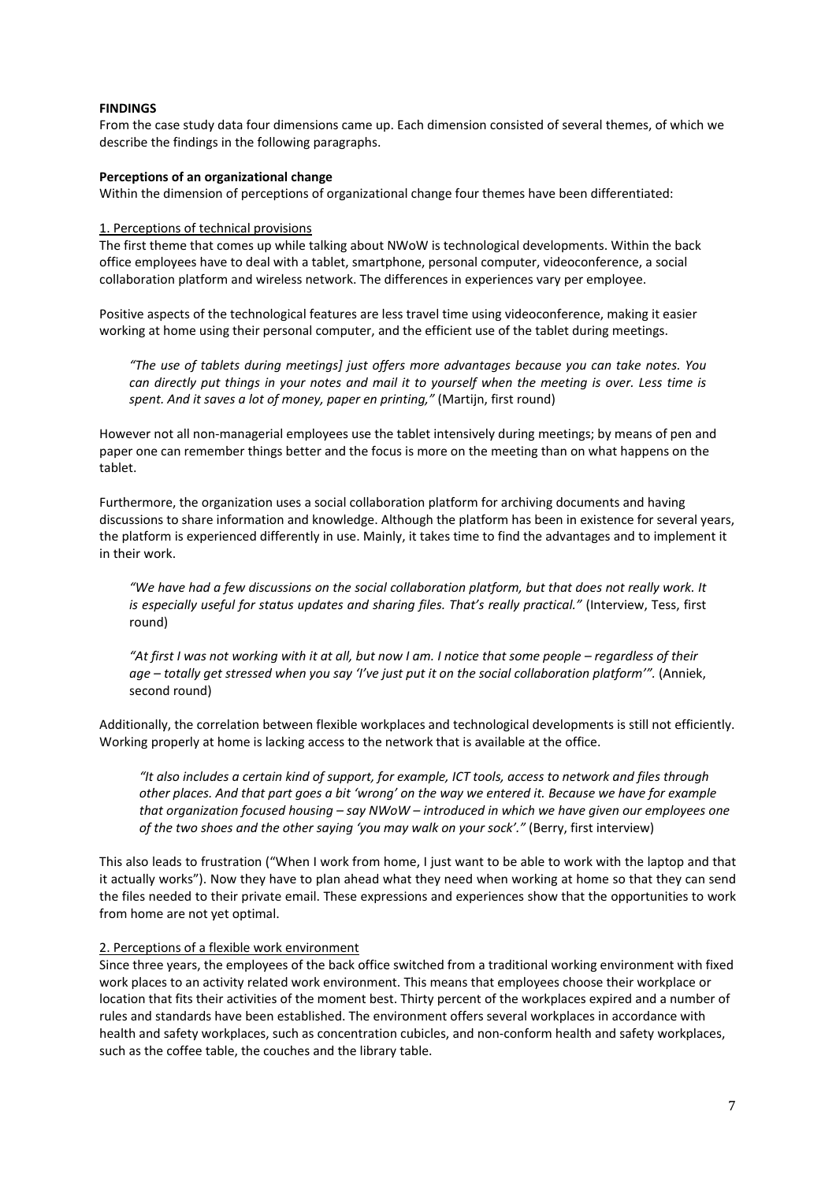**FINDINGS**

From the case study data four dimensions came up. Each dimension consisted of several themes, of which we describe the findings in the following paragraphs.

**Perceptions of an organizational change**

Within the dimension of perceptions of organizational change four themes have been differentiated:

1. Perceptions of technical provisions

The first theme that comes up while talking about NWoW is technological developments. Within the back office employees have to deal with a tablet, smartphone, personal computer, videoconference, a social collaboration platform and wireless network. The differences in experiences vary per employee.

Positive aspects of the technological features are less travel time using videoconference, making it easier working at home using their personal computer, and the efficient use of the tablet during meetings.

> *"The use of tablets during meetings] just offers more advantages because you can take notes. You can directly put things in your notes and mail it to yourself when the meeting is over. Less time is spent. And it saves a lot of money, paper en printing,"* (Martijn, first round)

However not all non-managerial employees use the tablet intensively during meetings; by means of pen and paper one can remember things better and the focus is more on the meeting than on what happens on the tablet.

Furthermore, the organization uses a social collaboration platform for archiving documents and having discussions to share information and knowledge. Although the platform has been in existence for several years, the platform is experienced differently in use. Mainly, it takes time to find the advantages and to implement it in their work.

> *"We have had a few discussions on the social collaboration platform, but that does not really work. It is especially useful for status updates and sharing files. That's really practical."* (Interview, Tess, first round)

> *"At first I was not working with it at all, but now I am. I notice that some people – regardless of their age – totally get stressed when you say 'I've just put it on the social collaboration platform'".* (Anniek, second round)

Additionally, the correlation between flexible workplaces and technological developments is still not efficiently. Working properly at home is lacking access to the network that is available at the office.

> *"It also includes a certain kind of support, for example, ICT tools, access to network and files through other places. And that part goes a bit 'wrong' on the way we entered it. Because we have for example that organization focused housing – say NWoW – introduced in which we have given our employees one of the two shoes and the other saying 'you may walk on your sock'."* (Berry, first interview)

This also leads to frustration ("When I work from home, I just want to be able to work with the laptop and that it actually works"). Now they have to plan ahead what they need when working at home so that they can send the files needed to their private email. These expressions and experiences show that the opportunities to work from home are not yet optimal.

2. Perceptions of a flexible work environment

Since three years, the employees of the back office switched from a traditional working environment with fixed work places to an activity related work environment. This means that employees choose their workplace or location that fits their activities of the moment best. Thirty percent of the workplaces expired and a number of rules and standards have been established. The environment offers several workplaces in accordance with health and safety workplaces, such as concentration cubicles, and non-conform health and safety workplaces, such as the coffee table, the couches and the library table.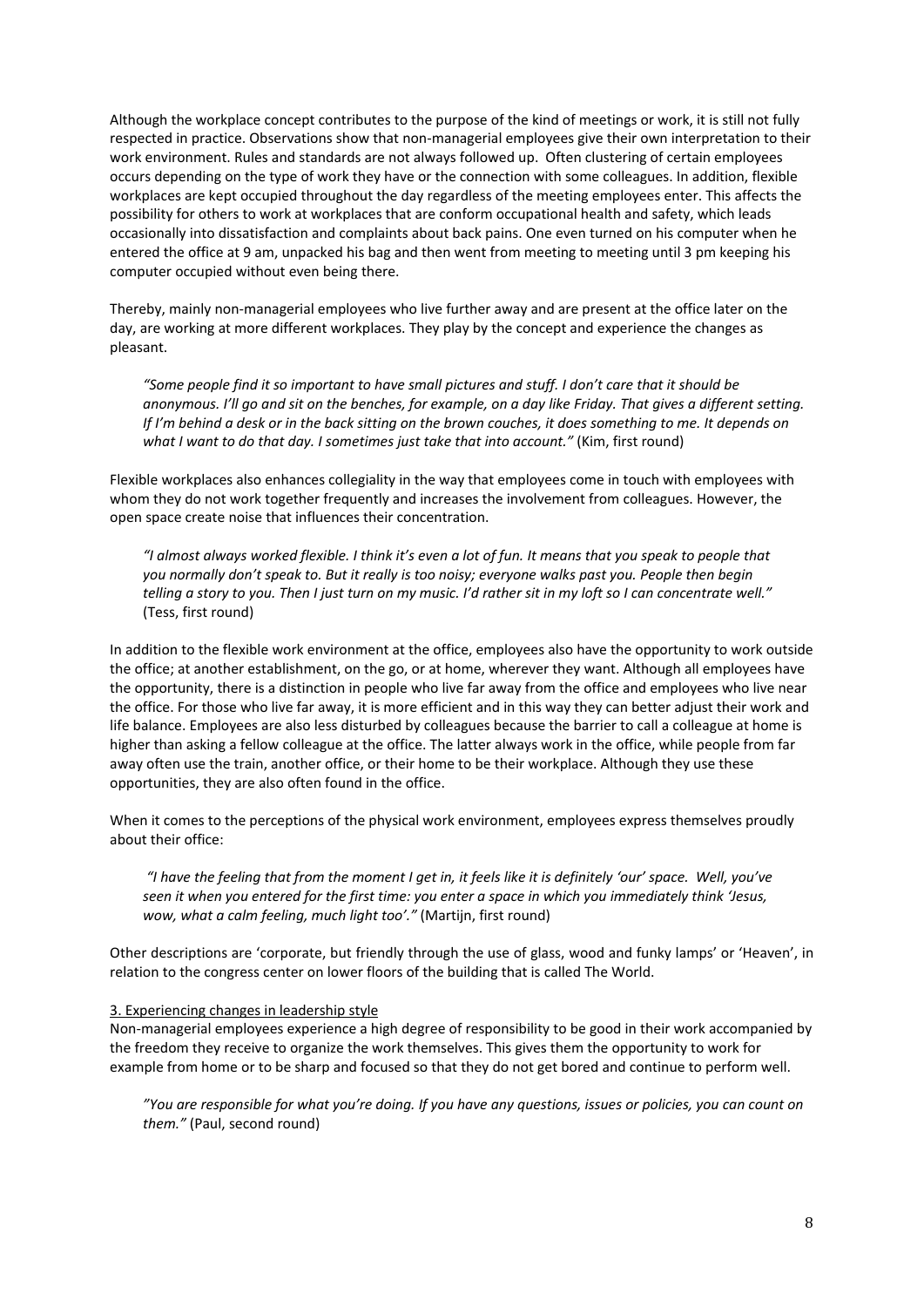Although the workplace concept contributes to the purpose of the kind of meetings or work, it is still not fully respected in practice. Observations show that non-managerial employees give their own interpretation to their work environment. Rules and standards are not always followed up. Often clustering of certain employees occurs depending on the type of work they have or the connection with some colleagues. In addition, flexible workplaces are kept occupied throughout the day regardless of the meeting employees enter. This affects the possibility for others to work at workplaces that are conform occupational health and safety, which leads occasionally into dissatisfaction and complaints about back pains. One even turned on his computer when he entered the office at 9 am, unpacked his bag and then went from meeting to meeting until 3 pm keeping his computer occupied without even being there.

Thereby, mainly non-managerial employees who live further away and are present at the office later on the day, are working at more different workplaces. They play by the concept and experience the changes as pleasant.

> *"Some people find it so important to have small pictures and stuff. I don't care that it should be anonymous. I'll go and sit on the benches, for example, on a day like Friday. That gives a different setting. If I'm behind a desk or in the back sitting on the brown couches, it does something to me. It depends on what I want to do that day. I sometimes just take that into account."* (Kim, first round)

Flexible workplaces also enhances collegiality in the way that employees come in touch with employees with whom they do not work together frequently and increases the involvement from colleagues. However, the open space create noise that influences their concentration.

> *"I almost always worked flexible. I think it's even a lot of fun. It means that you speak to people that you normally don't speak to. But it really is too noisy; everyone walks past you. People then begin telling a story to you. Then I just turn on my music. I'd rather sit in my loft so I can concentrate well."* (Tess, first round)

In addition to the flexible work environment at the office, employees also have the opportunity to work outside the office; at another establishment, on the go, or at home, wherever they want. Although all employees have the opportunity, there is a distinction in people who live far away from the office and employees who live near the office. For those who live far away, it is more efficient and in this way they can better adjust their work and life balance. Employees are also less disturbed by colleagues because the barrier to call a colleague at home is higher than asking a fellow colleague at the office. The latter always work in the office, while people from far away often use the train, another office, or their home to be their workplace. Although they use these opportunities, they are also often found in the office.

When it comes to the perceptions of the physical work environment, employees express themselves proudly about their office:

> *"I have the feeling that from the moment I get in, it feels like it is definitely 'our' space. Well, you've seen it when you entered for the first time: you enter a space in which you immediately think 'Jesus, wow, what a calm feeling, much light too'."* (Martijn, first round)

Other descriptions are 'corporate, but friendly through the use of glass, wood and funky lamps' or 'Heaven', in relation to the congress center on lower floors of the building that is called The World.

3. Experiencing changes in leadership style

Non-managerial employees experience a high degree of responsibility to be good in their work accompanied by the freedom they receive to organize the work themselves. This gives them the opportunity to work for example from home or to be sharp and focused so that they do not get bored and continue to perform well.

> *"You are responsible for what you're doing. If you have any questions, issues or policies, you can count on them."* (Paul, second round)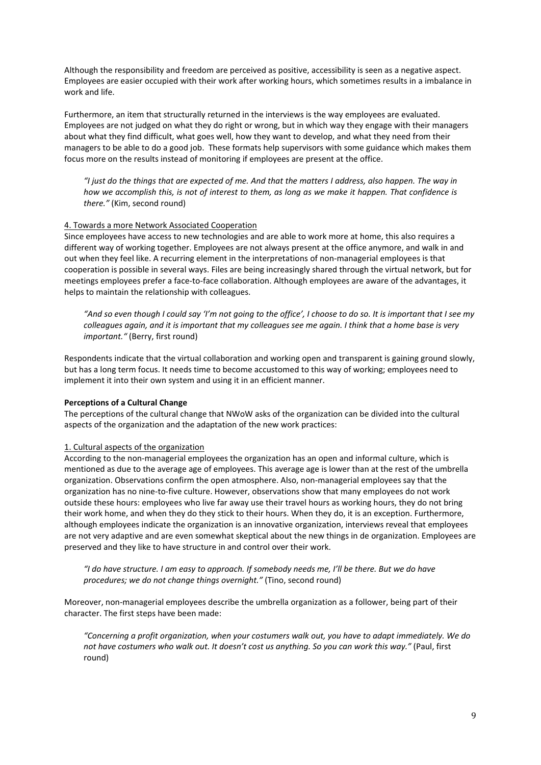Although the responsibility and freedom are perceived as positive, accessibility is seen as a negative aspect. Employees are easier occupied with their work after working hours, which sometimes results in a imbalance in work and life.

Furthermore, an item that structurally returned in the interviews is the way employees are evaluated. Employees are not judged on what they do right or wrong, but in which way they engage with their managers about what they find difficult, what goes well, how they want to develop, and what they need from their managers to be able to do a good job. These formats help supervisors with some guidance which makes them focus more on the results instead of monitoring if employees are present at the office.

> *"I just do the things that are expected of me. And that the matters I address, also happen. The way in how we accomplish this, is not of interest to them, as long as we make it happen. That confidence is there."* (Kim, second round)

4. Towards a more Network Associated Cooperation

Since employees have access to new technologies and are able to work more at home, this also requires a different way of working together. Employees are not always present at the office anymore, and walk in and out when they feel like. A recurring element in the interpretations of non-managerial employees is that cooperation is possible in several ways. Files are being increasingly shared through the virtual network, but for meetings employees prefer a face-to-face collaboration. Although employees are aware of the advantages, it helps to maintain the relationship with colleagues.

> *"And so even though I could say 'I'm not going to the office', I choose to do so. It is important that I see my colleagues again, and it is important that my colleagues see me again. I think that a home base is very important."* (Berry, first round)

Respondents indicate that the virtual collaboration and working open and transparent is gaining ground slowly, but has a long term focus. It needs time to become accustomed to this way of working; employees need to implement it into their own system and using it in an efficient manner.

**Perceptions of a Cultural Change**

The perceptions of the cultural change that NWoW asks of the organization can be divided into the cultural aspects of the organization and the adaptation of the new work practices:

1. Cultural aspects of the organization

According to the non-managerial employees the organization has an open and informal culture, which is mentioned as due to the average age of employees. This average age is lower than at the rest of the umbrella organization. Observations confirm the open atmosphere. Also, non-managerial employees say that the organization has no nine-to-five culture. However, observations show that many employees do not work outside these hours: employees who live far away use their travel hours as working hours, they do not bring their work home, and when they do they stick to their hours. When they do, it is an exception. Furthermore, although employees indicate the organization is an innovative organization, interviews reveal that employees are not very adaptive and are even somewhat skeptical about the new things in de organization. Employees are preserved and they like to have structure in and control over their work.

> *"I do have structure. I am easy to approach. If somebody needs me, I'll be there. But we do have procedures; we do not change things overnight."* (Tino, second round)

Moreover, non-managerial employees describe the umbrella organization as a follower, being part of their character. The first steps have been made:

> *"Concerning a profit organization, when your costumers walk out, you have to adapt immediately. We do not have costumers who walk out. It doesn't cost us anything. So you can work this way."* (Paul, first round)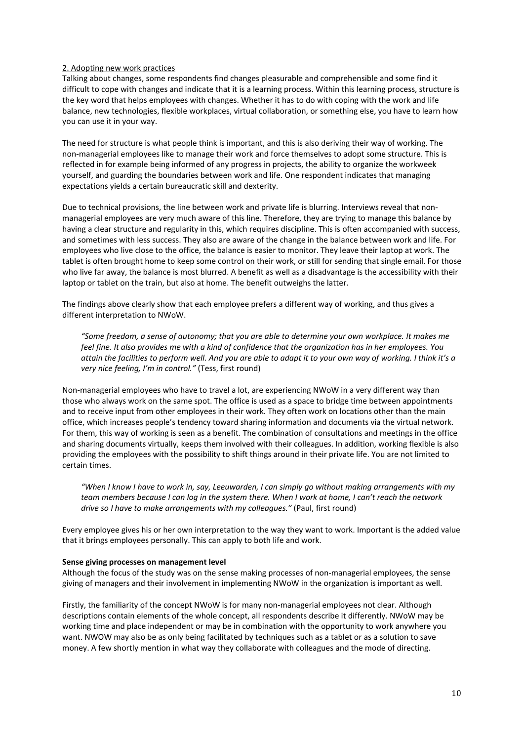2. Adopting new work practices

Talking about changes, some respondents find changes pleasurable and comprehensible and some find it difficult to cope with changes and indicate that it is a learning process. Within this learning process, structure is the key word that helps employees with changes. Whether it has to do with coping with the work and life balance, new technologies, flexible workplaces, virtual collaboration, or something else, you have to learn how you can use it in your way.

The need for structure is what people think is important, and this is also deriving their way of working. The non-managerial employees like to manage their work and force themselves to adopt some structure. This is reflected in for example being informed of any progress in projects, the ability to organize the workweek yourself, and guarding the boundaries between work and life. One respondent indicates that managing expectations yields a certain bureaucratic skill and dexterity.

Due to technical provisions, the line between work and private life is blurring. Interviews reveal that non-managerial employees are very much aware of this line. Therefore, they are trying to manage this balance by having a clear structure and regularity in this, which requires discipline. This is often accompanied with success, and sometimes with less success. They also are aware of the change in the balance between work and life. For employees who live close to the office, the balance is easier to monitor. They leave their laptop at work. The tablet is often brought home to keep some control on their work, or still for sending that single email. For those who live far away, the balance is most blurred. A benefit as well as a disadvantage is the accessibility with their laptop or tablet on the train, but also at home. The benefit outweighs the latter.

The findings above clearly show that each employee prefers a different way of working, and thus gives a different interpretation to NWoW.

> *"Some freedom, a sense of autonomy; that you are able to determine your own workplace. It makes me feel fine. It also provides me with a kind of confidence that the organization has in her employees. You attain the facilities to perform well. And you are able to adapt it to your own way of working. I think it's a very nice feeling, I'm in control."* (Tess, first round)

Non-managerial employees who have to travel a lot, are experiencing NWoW in a very different way than those who always work on the same spot. The office is used as a space to bridge time between appointments and to receive input from other employees in their work. They often work on locations other than the main office, which increases people's tendency toward sharing information and documents via the virtual network. For them, this way of working is seen as a benefit. The combination of consultations and meetings in the office and sharing documents virtually, keeps them involved with their colleagues. In addition, working flexible is also providing the employees with the possibility to shift things around in their private life. You are not limited to certain times.

> *"When I know I have to work in, say, Leeuwarden, I can simply go without making arrangements with my team members because I can log in the system there. When I work at home, I can't reach the network drive so I have to make arrangements with my colleagues."* (Paul, first round)

Every employee gives his or her own interpretation to the way they want to work. Important is the added value that it brings employees personally. This can apply to both life and work.

**Sense giving processes on management level**

Although the focus of the study was on the sense making processes of non-managerial employees, the sense giving of managers and their involvement in implementing NWoW in the organization is important as well.

Firstly, the familiarity of the concept NWoW is for many non-managerial employees not clear. Although descriptions contain elements of the whole concept, all respondents describe it differently. NWoW may be working time and place independent or may be in combination with the opportunity to work anywhere you want. NWOW may also be as only being facilitated by techniques such as a tablet or as a solution to save money. A few shortly mention in what way they collaborate with colleagues and the mode of directing.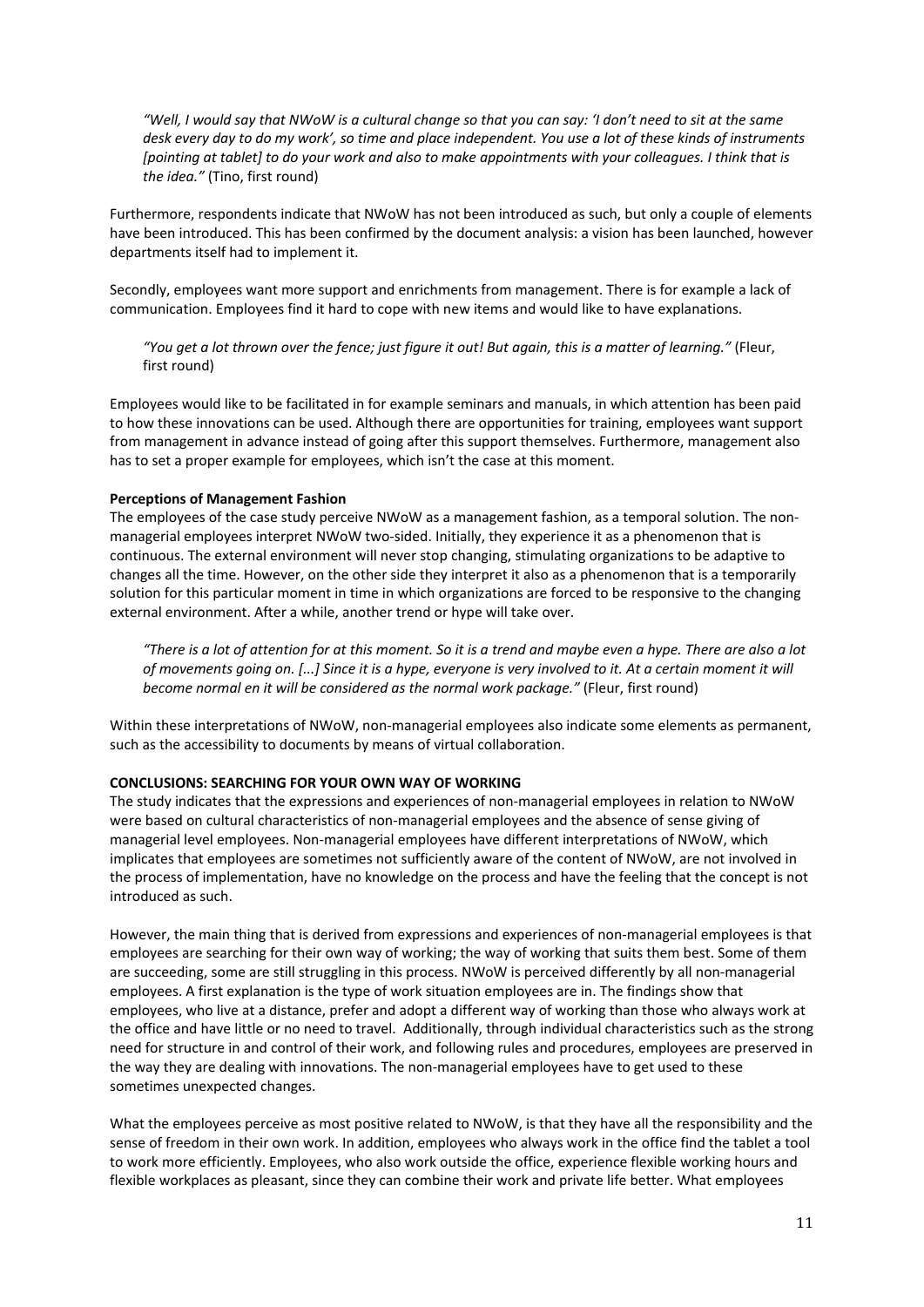*"Well, I would say that NWoW is a cultural change so that you can say: 'I don't need to sit at the same desk every day to do my work', so time and place independent. You use a lot of these kinds of instruments [pointing at tablet] to do your work and also to make appointments with your colleagues. I think that is the idea."* (Tino, first round)

Furthermore, respondents indicate that NWoW has not been introduced as such, but only a couple of elements have been introduced. This has been confirmed by the document analysis: a vision has been launched, however departments itself had to implement it.

Secondly, employees want more support and enrichments from management. There is for example a lack of communication. Employees find it hard to cope with new items and would like to have explanations.

*"You get a lot thrown over the fence; just figure it out! But again, this is a matter of learning."* (Fleur, first round)

Employees would like to be facilitated in for example seminars and manuals, in which attention has been paid to how these innovations can be used. Although there are opportunities for training, employees want support from management in advance instead of going after this support themselves. Furthermore, management also has to set a proper example for employees, which isn't the case at this moment.

**Perceptions of Management Fashion**

The employees of the case study perceive NWoW as a management fashion, as a temporal solution. The non-managerial employees interpret NWoW two-sided. Initially, they experience it as a phenomenon that is continuous. The external environment will never stop changing, stimulating organizations to be adaptive to changes all the time. However, on the other side they interpret it also as a phenomenon that is a temporarily solution for this particular moment in time in which organizations are forced to be responsive to the changing external environment. After a while, another trend or hype will take over.

*"There is a lot of attention for at this moment. So it is a trend and maybe even a hype. There are also a lot of movements going on. [...] Since it is a hype, everyone is very involved to it. At a certain moment it will become normal en it will be considered as the normal work package."* (Fleur, first round)

Within these interpretations of NWoW, non-managerial employees also indicate some elements as permanent, such as the accessibility to documents by means of virtual collaboration.

**CONCLUSIONS: SEARCHING FOR YOUR OWN WAY OF WORKING**

The study indicates that the expressions and experiences of non-managerial employees in relation to NWoW were based on cultural characteristics of non-managerial employees and the absence of sense giving of managerial level employees. Non-managerial employees have different interpretations of NWoW, which implicates that employees are sometimes not sufficiently aware of the content of NWoW, are not involved in the process of implementation, have no knowledge on the process and have the feeling that the concept is not introduced as such.

However, the main thing that is derived from expressions and experiences of non-managerial employees is that employees are searching for their own way of working; the way of working that suits them best. Some of them are succeeding, some are still struggling in this process. NWoW is perceived differently by all non-managerial employees. A first explanation is the type of work situation employees are in. The findings show that employees, who live at a distance, prefer and adopt a different way of working than those who always work at the office and have little or no need to travel. Additionally, through individual characteristics such as the strong need for structure in and control of their work, and following rules and procedures, employees are preserved in the way they are dealing with innovations. The non-managerial employees have to get used to these sometimes unexpected changes.

What the employees perceive as most positive related to NWoW, is that they have all the responsibility and the sense of freedom in their own work. In addition, employees who always work in the office find the tablet a tool to work more efficiently. Employees, who also work outside the office, experience flexible working hours and flexible workplaces as pleasant, since they can combine their work and private life better. What employees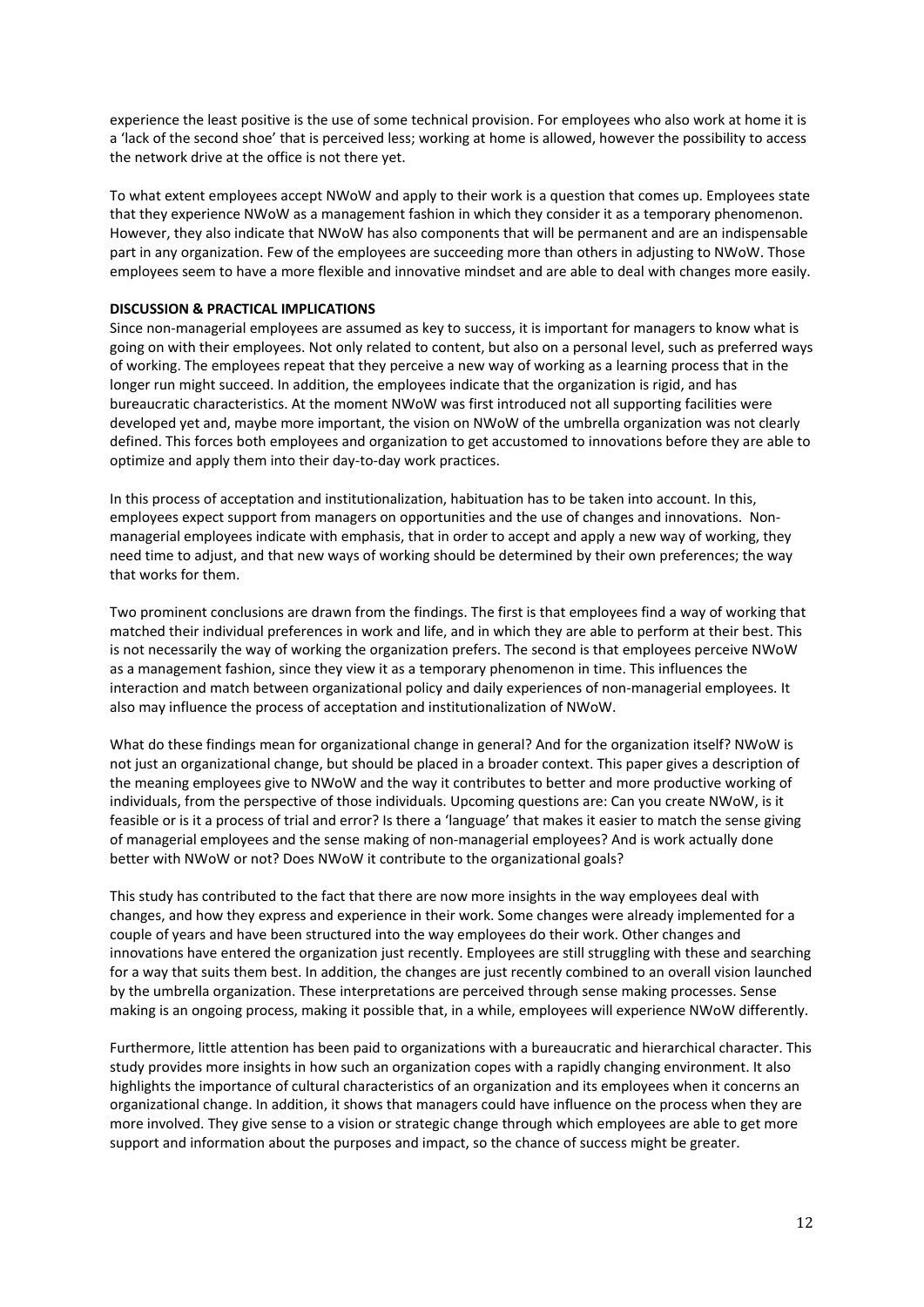experience the least positive is the use of some technical provision. For employees who also work at home it is a 'lack of the second shoe' that is perceived less; working at home is allowed, however the possibility to access the network drive at the office is not there yet.

To what extent employees accept NWoW and apply to their work is a question that comes up. Employees state that they experience NWoW as a management fashion in which they consider it as a temporary phenomenon. However, they also indicate that NWoW has also components that will be permanent and are an indispensable part in any organization. Few of the employees are succeeding more than others in adjusting to NWoW. Those employees seem to have a more flexible and innovative mindset and are able to deal with changes more easily.

**DISCUSSION & PRACTICAL IMPLICATIONS**

Since non-managerial employees are assumed as key to success, it is important for managers to know what is going on with their employees. Not only related to content, but also on a personal level, such as preferred ways of working. The employees repeat that they perceive a new way of working as a learning process that in the longer run might succeed. In addition, the employees indicate that the organization is rigid, and has bureaucratic characteristics. At the moment NWoW was first introduced not all supporting facilities were developed yet and, maybe more important, the vision on NWoW of the umbrella organization was not clearly defined. This forces both employees and organization to get accustomed to innovations before they are able to optimize and apply them into their day-to-day work practices.

In this process of acceptation and institutionalization, habituation has to be taken into account. In this, employees expect support from managers on opportunities and the use of changes and innovations. Non-managerial employees indicate with emphasis, that in order to accept and apply a new way of working, they need time to adjust, and that new ways of working should be determined by their own preferences; the way that works for them.

Two prominent conclusions are drawn from the findings. The first is that employees find a way of working that matched their individual preferences in work and life, and in which they are able to perform at their best. This is not necessarily the way of working the organization prefers. The second is that employees perceive NWoW as a management fashion, since they view it as a temporary phenomenon in time. This influences the interaction and match between organizational policy and daily experiences of non-managerial employees. It also may influence the process of acceptation and institutionalization of NWoW.

What do these findings mean for organizational change in general? And for the organization itself? NWoW is not just an organizational change, but should be placed in a broader context. This paper gives a description of the meaning employees give to NWoW and the way it contributes to better and more productive working of individuals, from the perspective of those individuals. Upcoming questions are: Can you create NWoW, is it feasible or is it a process of trial and error? Is there a 'language' that makes it easier to match the sense giving of managerial employees and the sense making of non-managerial employees? And is work actually done better with NWoW or not? Does NWoW it contribute to the organizational goals?

This study has contributed to the fact that there are now more insights in the way employees deal with changes, and how they express and experience in their work. Some changes were already implemented for a couple of years and have been structured into the way employees do their work. Other changes and innovations have entered the organization just recently. Employees are still struggling with these and searching for a way that suits them best. In addition, the changes are just recently combined to an overall vision launched by the umbrella organization. These interpretations are perceived through sense making processes. Sense making is an ongoing process, making it possible that, in a while, employees will experience NWoW differently.

Furthermore, little attention has been paid to organizations with a bureaucratic and hierarchical character. This study provides more insights in how such an organization copes with a rapidly changing environment. It also highlights the importance of cultural characteristics of an organization and its employees when it concerns an organizational change. In addition, it shows that managers could have influence on the process when they are more involved. They give sense to a vision or strategic change through which employees are able to get more support and information about the purposes and impact, so the chance of success might be greater.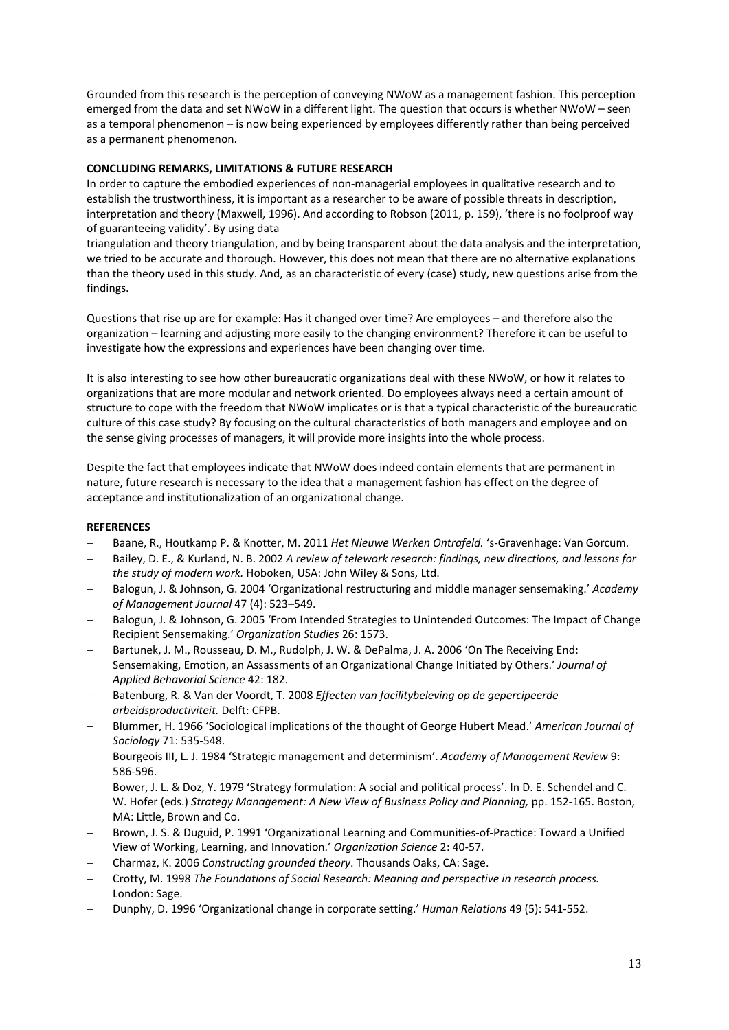Grounded from this research is the perception of conveying NWoW as a management fashion. This perception emerged from the data and set NWoW in a different light. The question that occurs is whether NWoW – seen as a temporal phenomenon – is now being experienced by employees differently rather than being perceived as a permanent phenomenon.

**CONCLUDING REMARKS, LIMITATIONS & FUTURE RESEARCH**

In order to capture the embodied experiences of non-managerial employees in qualitative research and to establish the trustworthiness, it is important as a researcher to be aware of possible threats in description, interpretation and theory (Maxwell, 1996). And according to Robson (2011, p. 159), 'there is no foolproof way of guaranteeing validity'. By using data triangulation and theory triangulation, and by being transparent about the data analysis and the interpretation, we tried to be accurate and thorough. However, this does not mean that there are no alternative explanations than the theory used in this study. And, as an characteristic of every (case) study, new questions arise from the findings.

Questions that rise up are for example: Has it changed over time? Are employees – and therefore also the organization – learning and adjusting more easily to the changing environment? Therefore it can be useful to investigate how the expressions and experiences have been changing over time.

It is also interesting to see how other bureaucratic organizations deal with these NWoW, or how it relates to organizations that are more modular and network oriented. Do employees always need a certain amount of structure to cope with the freedom that NWoW implicates or is that a typical characteristic of the bureaucratic culture of this case study? By focusing on the cultural characteristics of both managers and employee and on the sense giving processes of managers, it will provide more insights into the whole process.

Despite the fact that employees indicate that NWoW does indeed contain elements that are permanent in nature, future research is necessary to the idea that a management fashion has effect on the degree of acceptance and institutionalization of an organizational change.

**REFERENCES**

- Baane, R., Houtkamp P. & Knotter, M. 2011 *Het Nieuwe Werken Ontrafeld.* 's-Gravenhage: Van Gorcum.
- Bailey, D. E., & Kurland, N. B. 2002 *A review of telework research: findings, new directions, and lessons for the study of modern work.* Hoboken, USA: John Wiley & Sons, Ltd.
- Balogun, J. & Johnson, G. 2004 'Organizational restructuring and middle manager sensemaking.' *Academy of Management Journal* 47 (4): 523–549.
- Balogun, J. & Johnson, G. 2005 'From Intended Strategies to Unintended Outcomes: The Impact of Change Recipient Sensemaking.' *Organization Studies* 26: 1573.
- Bartunek, J. M., Rousseau, D. M., Rudolph, J. W. & DePalma, J. A. 2006 'On The Receiving End: Sensemaking, Emotion, an Assessments of an Organizational Change Initiated by Others.' *Journal of Applied Behavorial Science* 42: 182.
- Batenburg, R. & Van der Voordt, T. 2008 *Effecten van facilitybeleving op de gepercipeerde arbeidsproductiviteit.* Delft: CFPB.
- Blummer, H. 1966 'Sociological implications of the thought of George Hubert Mead.' *American Journal of Sociology* 71: 535-548.
- Bourgeois III, L. J. 1984 'Strategic management and determinism'. *Academy of Management Review* 9: 586-596.
- Bower, J. L. & Doz, Y. 1979 'Strategy formulation: A social and political process'. In D. E. Schendel and C. W. Hofer (eds.) *Strategy Management: A New View of Business Policy and Planning,* pp. 152-165. Boston, MA: Little, Brown and Co.
- Brown, J. S. & Duguid, P. 1991 'Organizational Learning and Communities-of-Practice: Toward a Unified View of Working, Learning, and Innovation.' *Organization Science* 2: 40-57.
- Charmaz, K. 2006 *Constructing grounded theory*. Thousands Oaks, CA: Sage.
- Crotty, M. 1998 *The Foundations of Social Research: Meaning and perspective in research process.* London: Sage.
- Dunphy, D. 1996 'Organizational change in corporate setting.' *Human Relations* 49 (5): 541-552.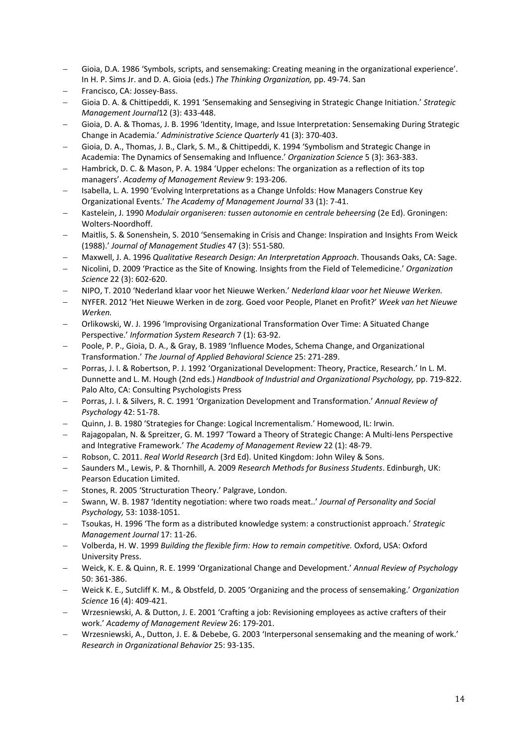- Gioia, D.A. 1986 'Symbols, scripts, and sensemaking: Creating meaning in the organizational experience'. In H. P. Sims Jr. and D. A. Gioia (eds.) *The Thinking Organization,* pp. 49-74. San
- Francisco, CA: Jossey-Bass.
- Gioia D. A. & Chittipeddi, K. 1991 'Sensemaking and Sensegiving in Strategic Change Initiation.' *Strategic Management Journal*12 (3): 433-448.
- Gioia, D. A. & Thomas, J. B. 1996 'Identity, Image, and Issue Interpretation: Sensemaking During Strategic Change in Academia.' *Administrative Science Quarterly* 41 (3): 370-403.
- Gioia, D. A., Thomas, J. B., Clark, S. M., & Chittipeddi, K. 1994 'Symbolism and Strategic Change in Academia: The Dynamics of Sensemaking and Influence.' *Organization Science* 5 (3): 363-383.
- Hambrick, D. C. & Mason, P. A. 1984 'Upper echelons: The organization as a reflection of its top managers'. *Academy of Management Review* 9: 193-206.
- Isabella, L. A. 1990 'Evolving Interpretations as a Change Unfolds: How Managers Construe Key Organizational Events.' *The Academy of Management Journal* 33 (1): 7-41.
- Kastelein, J. 1990 *Modulair organiseren: tussen autonomie en centrale beheersing* (2e Ed). Groningen: Wolters-Noordhoff.
- Maitlis, S. & Sonenshein, S. 2010 'Sensemaking in Crisis and Change: Inspiration and Insights From Weick (1988).' *Journal of Management Studies* 47 (3): 551-580.
- Maxwell, J. A. 1996 *Qualitative Research Design: An Interpretation Approach*. Thousands Oaks, CA: Sage.
- Nicolini, D. 2009 'Practice as the Site of Knowing. Insights from the Field of Telemedicine.' *Organization Science* 22 (3): 602-620.
- NIPO, T. 2010 'Nederland klaar voor het Nieuwe Werken.' *Nederland klaar voor het Nieuwe Werken.*
- NYFER. 2012 'Het Nieuwe Werken in de zorg. Goed voor People, Planet en Profit?' *Week van het Nieuwe Werken.*
- Orlikowski, W. J. 1996 'Improvising Organizational Transformation Over Time: A Situated Change Perspective.' *Information System Research* 7 (1): 63-92.
- Poole, P. P., Gioia, D. A., & Gray, B. 1989 'Influence Modes, Schema Change, and Organizational Transformation.' *The Journal of Applied Behavioral Science* 25: 271-289.
- Porras, J. I. & Robertson, P. J. 1992 'Organizational Development: Theory, Practice, Research.' In L. M. Dunnette and L. M. Hough (2nd eds.) *Handbook of Industrial and Organizational Psychology,* pp. 719-822. Palo Alto, CA: Consulting Psychologists Press
- Porras, J. I. & Silvers, R. C. 1991 'Organization Development and Transformation.' *Annual Review of Psychology* 42: 51-78.
- Quinn, J. B. 1980 'Strategies for Change: Logical Incrementalism.' Homewood, IL: Irwin.
- Rajagopalan, N. & Spreitzer, G. M. 1997 'Toward a Theory of Strategic Change: A Multi-lens Perspective and Integrative Framework.' *The Academy of Management Review* 22 (1): 48-79.
- Robson, C. 2011. *Real World Research* (3rd Ed). United Kingdom: John Wiley & Sons.
- Saunders M., Lewis, P. & Thornhill, A. 2009 *Research Methods for Business Students*. Edinburgh, UK: Pearson Education Limited.
- Stones, R. 2005 'Structuration Theory.' Palgrave, London.
- Swann, W. B. 1987 'Identity negotiation: where two roads meat..' *Journal of Personality and Social Psychology,* 53: 1038-1051.
- Tsoukas, H. 1996 'The form as a distributed knowledge system: a constructionist approach.' *Strategic Management Journal* 17: 11-26.
- Volberda, H. W. 1999 *Building the flexible firm: How to remain competitive.* Oxford, USA: Oxford University Press.
- Weick, K. E. & Quinn, R. E. 1999 'Organizational Change and Development.' *Annual Review of Psychology* 50: 361-386.
- Weick K. E., Sutcliff K. M., & Obstfeld, D. 2005 'Organizing and the process of sensemaking.' *Organization Science* 16 (4): 409-421.
- Wrzesniewski, A. & Dutton, J. E. 2001 'Crafting a job: Revisioning employees as active crafters of their work.' *Academy of Management Review* 26: 179-201.
- Wrzesniewski, A., Dutton, J. E. & Debebe, G. 2003 'Interpersonal sensemaking and the meaning of work.' *Research in Organizational Behavior* 25: 93-135.